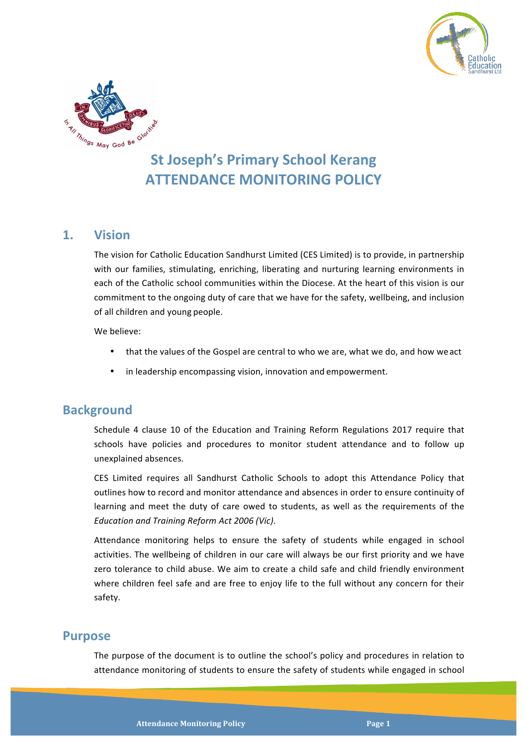# St Joseph's Primary School Kerang
# ATTENDANCE MONITORING POLICY

## 1. Vision

The vision for Catholic Education Sandhurst Limited (CES Limited) is to provide, in partnership with our families, stimulating, enriching, liberating and nurturing learning environments in each of the Catholic school communities within the Diocese. At the heart of this vision is our commitment to the ongoing duty of care that we have for the safety, wellbeing, and inclusion of all children and young people.

We believe:

- that the values of the Gospel are central to who we are, what we do, and how we act
- in leadership encompassing vision, innovation and empowerment.

## Background

Schedule 4 clause 10 of the Education and Training Reform Regulations 2017 require that schools have policies and procedures to monitor student attendance and to follow up unexplained absences.

CES Limited requires all Sandhurst Catholic Schools to adopt this Attendance Policy that outlines how to record and monitor attendance and absences in order to ensure continuity of learning and meet the duty of care owed to students, as well as the requirements of the *Education and Training Reform Act 2006 (Vic)*.

Attendance monitoring helps to ensure the safety of students while engaged in school activities. The wellbeing of children in our care will always be our first priority and we have zero tolerance to child abuse. We aim to create a child safe and child friendly environment where children feel safe and are free to enjoy life to the full without any concern for their safety.

## Purpose

The purpose of the document is to outline the school's policy and procedures in relation to attendance monitoring of students to ensure the safety of students while engaged in school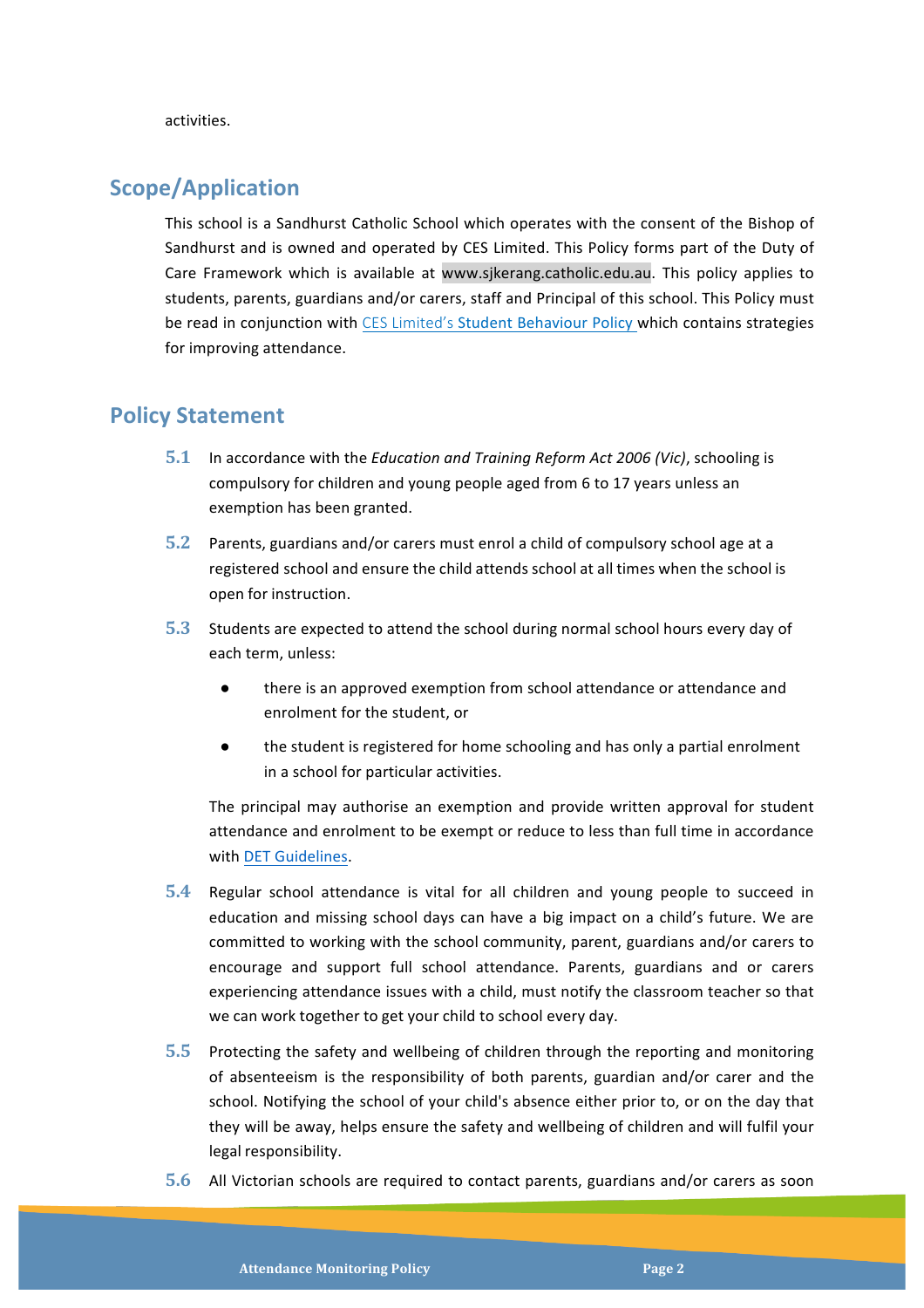activities.

## Scope/Application

This school is a Sandhurst Catholic School which operates with the consent of the Bishop of Sandhurst and is owned and operated by CES Limited. This Policy forms part of the Duty of Care Framework which is available at www.sjkerang.catholic.edu.au. This policy applies to students, parents, guardians and/or carers, staff and Principal of this school. This Policy must be read in conjunction with CES Limited's Student Behaviour Policy which contains strategies for improving attendance.

## Policy Statement

**5.1** In accordance with the *Education and Training Reform Act 2006 (Vic)*, schooling is compulsory for children and young people aged from 6 to 17 years unless an exemption has been granted.

**5.2** Parents, guardians and/or carers must enrol a child of compulsory school age at a registered school and ensure the child attends school at all times when the school is open for instruction.

**5.3** Students are expected to attend the school during normal school hours every day of each term, unless:

- there is an approved exemption from school attendance or attendance and enrolment for the student, or
- the student is registered for home schooling and has only a partial enrolment in a school for particular activities.

The principal may authorise an exemption and provide written approval for student attendance and enrolment to be exempt or reduce to less than full time in accordance with DET Guidelines.

**5.4** Regular school attendance is vital for all children and young people to succeed in education and missing school days can have a big impact on a child's future. We are committed to working with the school community, parent, guardians and/or carers to encourage and support full school attendance. Parents, guardians and or carers experiencing attendance issues with a child, must notify the classroom teacher so that we can work together to get your child to school every day.

**5.5** Protecting the safety and wellbeing of children through the reporting and monitoring of absenteeism is the responsibility of both parents, guardian and/or carer and the school. Notifying the school of your child's absence either prior to, or on the day that they will be away, helps ensure the safety and wellbeing of children and will fulfil your legal responsibility.

**5.6** All Victorian schools are required to contact parents, guardians and/or carers as soon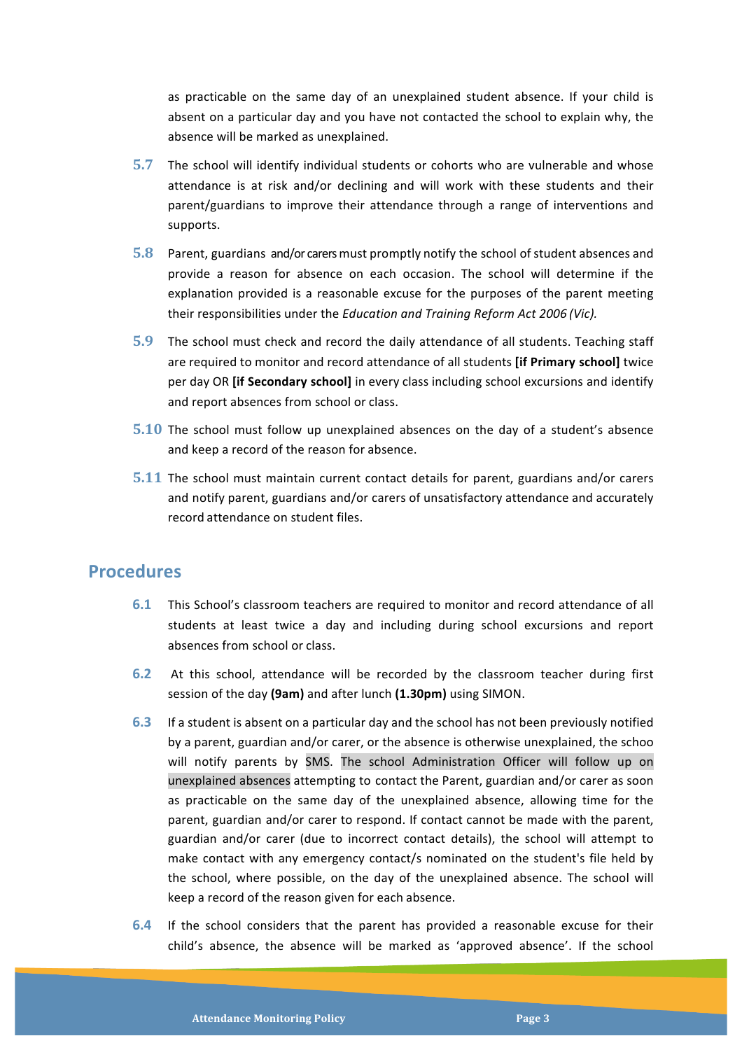as practicable on the same day of an unexplained student absence. If your child is absent on a particular day and you have not contacted the school to explain why, the absence will be marked as unexplained.

**5.7** The school will identify individual students or cohorts who are vulnerable and whose attendance is at risk and/or declining and will work with these students and their parent/guardians to improve their attendance through a range of interventions and supports.

**5.8** Parent, guardians and/or carers must promptly notify the school of student absences and provide a reason for absence on each occasion. The school will determine if the explanation provided is a reasonable excuse for the purposes of the parent meeting their responsibilities under the *Education and Training Reform Act 2006 (Vic).*

**5.9** The school must check and record the daily attendance of all students. Teaching staff are required to monitor and record attendance of all students **[if Primary school]** twice per day OR **[if Secondary school]** in every class including school excursions and identify and report absences from school or class.

**5.10** The school must follow up unexplained absences on the day of a student's absence and keep a record of the reason for absence.

**5.11** The school must maintain current contact details for parent, guardians and/or carers and notify parent, guardians and/or carers of unsatisfactory attendance and accurately record attendance on student files.

## Procedures

**6.1** This School's classroom teachers are required to monitor and record attendance of all students at least twice a day and including during school excursions and report absences from school or class.

**6.2** At this school, attendance will be recorded by the classroom teacher during first session of the day **(9am)** and after lunch **(1.30pm)** using SIMON.

**6.3** If a student is absent on a particular day and the school has not been previously notified by a parent, guardian and/or carer, or the absence is otherwise unexplained, the schoo will notify parents by SMS. The school Administration Officer will follow up on unexplained absences attempting to contact the Parent, guardian and/or carer as soon as practicable on the same day of the unexplained absence, allowing time for the parent, guardian and/or carer to respond. If contact cannot be made with the parent, guardian and/or carer (due to incorrect contact details), the school will attempt to make contact with any emergency contact/s nominated on the student's file held by the school, where possible, on the day of the unexplained absence. The school will keep a record of the reason given for each absence.

**6.4** If the school considers that the parent has provided a reasonable excuse for their child's absence, the absence will be marked as 'approved absence'. If the school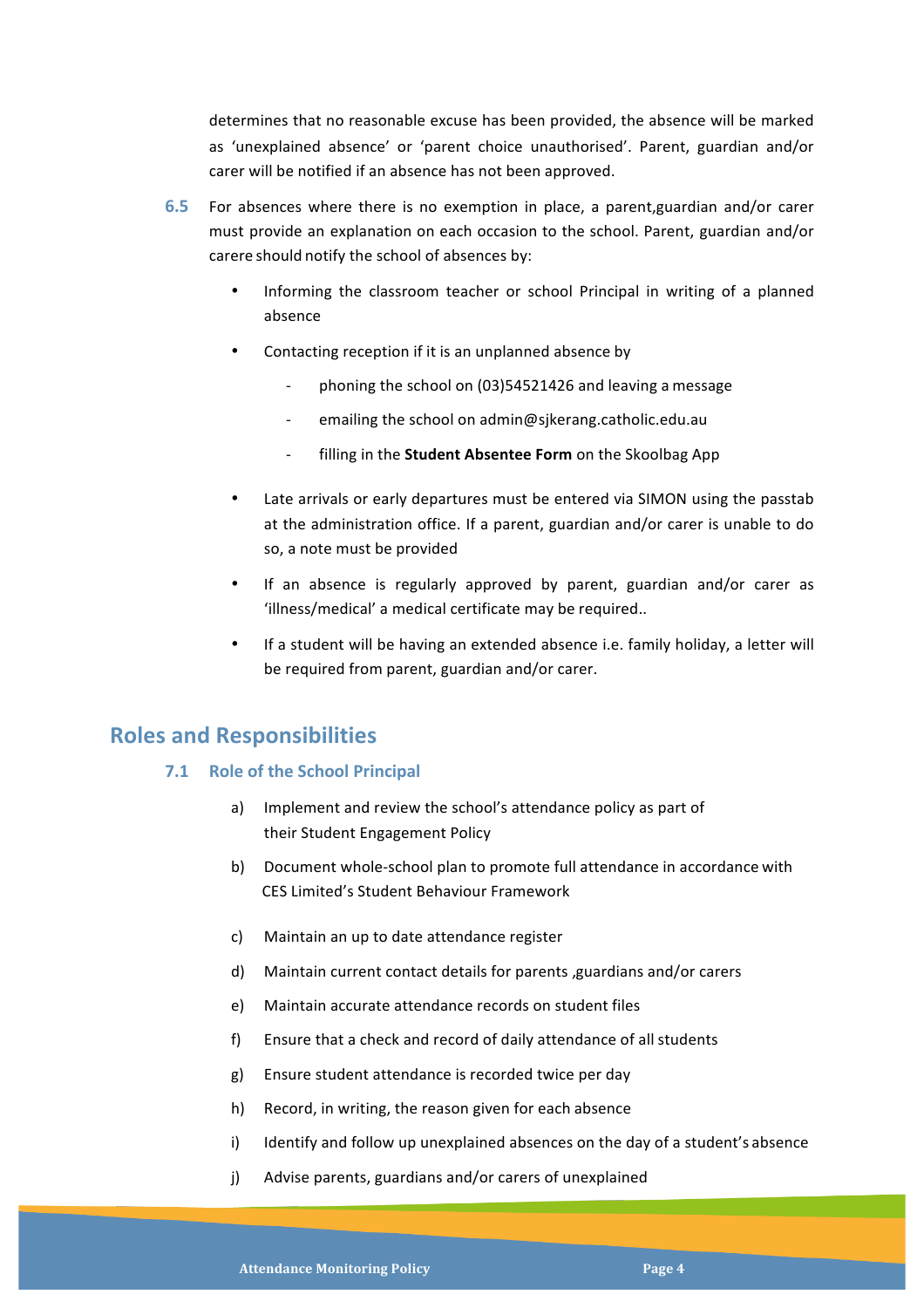determines that no reasonable excuse has been provided, the absence will be marked as 'unexplained absence' or 'parent choice unauthorised'. Parent, guardian and/or carer will be notified if an absence has not been approved.

**6.5** For absences where there is no exemption in place, a parent,guardian and/or carer must provide an explanation on each occasion to the school. Parent, guardian and/or carere should notify the school of absences by:

- Informing the classroom teacher or school Principal in writing of a planned absence
- Contacting reception if it is an unplanned absence by
  - phoning the school on (03)54521426 and leaving a message
  - emailing the school on admin@sjkerang.catholic.edu.au
  - filling in the **Student Absentee Form** on the Skoolbag App
- Late arrivals or early departures must be entered via SIMON using the passtab at the administration office. If a parent, guardian and/or carer is unable to do so, a note must be provided
- If an absence is regularly approved by parent, guardian and/or carer as 'illness/medical' a medical certificate may be required..
- If a student will be having an extended absence i.e. family holiday, a letter will be required from parent, guardian and/or carer.

## Roles and Responsibilities

### 7.1 Role of the School Principal

a) Implement and review the school's attendance policy as part of their Student Engagement Policy

b) Document whole-school plan to promote full attendance in accordance with CES Limited's Student Behaviour Framework

c) Maintain an up to date attendance register

d) Maintain current contact details for parents ,guardians and/or carers

e) Maintain accurate attendance records on student files

f) Ensure that a check and record of daily attendance of all students

g) Ensure student attendance is recorded twice per day

h) Record, in writing, the reason given for each absence

i) Identify and follow up unexplained absences on the day of a student's absence

j) Advise parents, guardians and/or carers of unexplained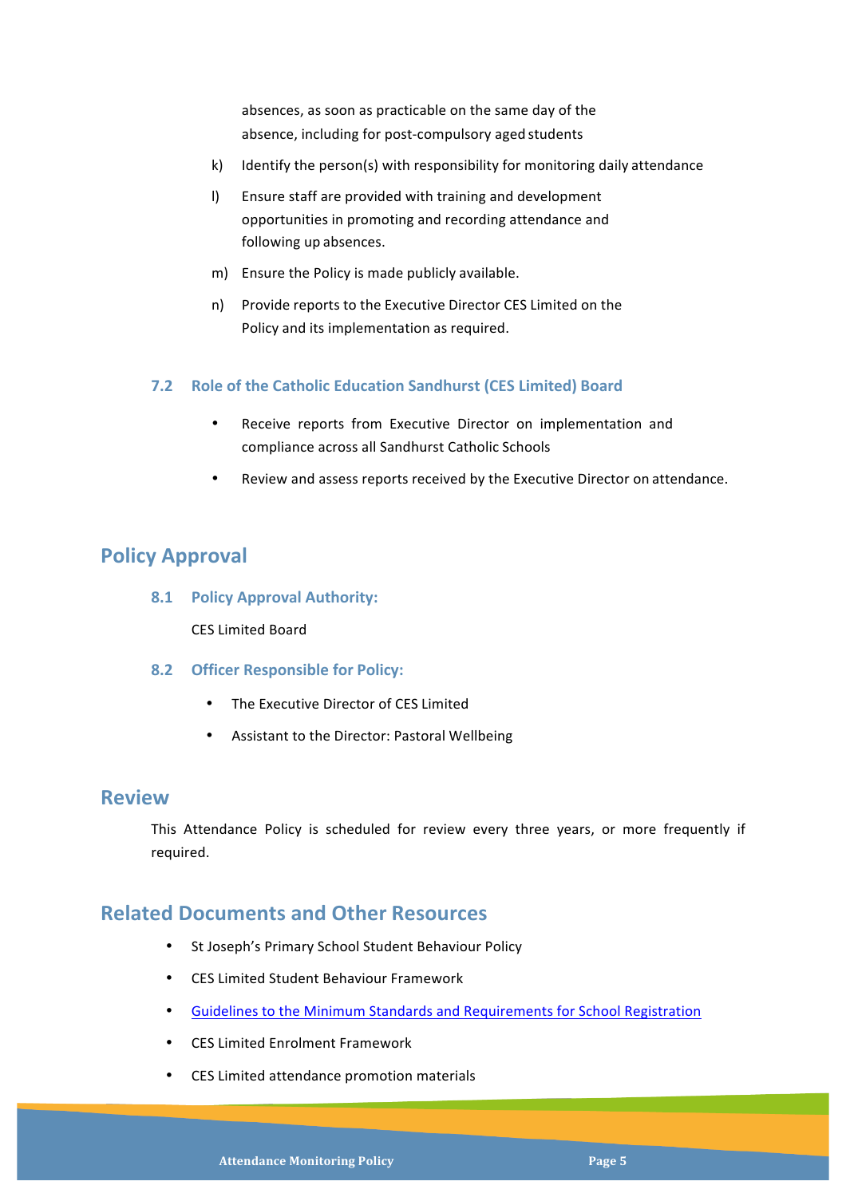absences, as soon as practicable on the same day of the absence, including for post-compulsory aged students

k) Identify the person(s) with responsibility for monitoring daily attendance

l) Ensure staff are provided with training and development opportunities in promoting and recording attendance and following up absences.

m) Ensure the Policy is made publicly available.

n) Provide reports to the Executive Director CES Limited on the Policy and its implementation as required.

### 7.2 Role of the Catholic Education Sandhurst (CES Limited) Board

- Receive reports from Executive Director on implementation and compliance across all Sandhurst Catholic Schools
- Review and assess reports received by the Executive Director on attendance.

## Policy Approval

### 8.1 Policy Approval Authority:

CES Limited Board

### 8.2 Officer Responsible for Policy:

- The Executive Director of CES Limited
- Assistant to the Director: Pastoral Wellbeing

## Review

This Attendance Policy is scheduled for review every three years, or more frequently if required.

## Related Documents and Other Resources

- St Joseph's Primary School Student Behaviour Policy
- CES Limited Student Behaviour Framework
- Guidelines to the Minimum Standards and Requirements for School Registration
- CES Limited Enrolment Framework
- CES Limited attendance promotion materials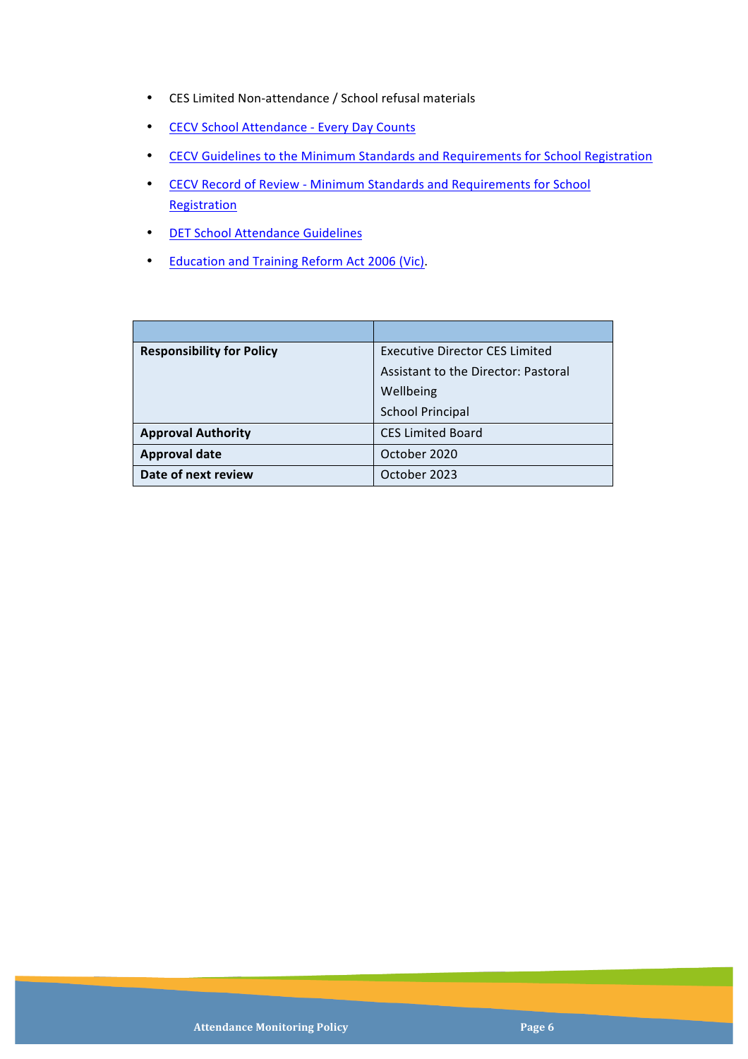- CES Limited Non-attendance / School refusal materials
- CECV School Attendance - Every Day Counts
- CECV Guidelines to the Minimum Standards and Requirements for School Registration
- CECV Record of Review - Minimum Standards and Requirements for School Registration
- DET School Attendance Guidelines
- Education and Training Reform Act 2006 (Vic).

| | |
|---|---|
| **Responsibility for Policy** | Executive Director CES Limited<br>Assistant to the Director: Pastoral Wellbeing<br>School Principal |
| **Approval Authority** | CES Limited Board |
| **Approval date** | October 2020 |
| **Date of next review** | October 2023 |